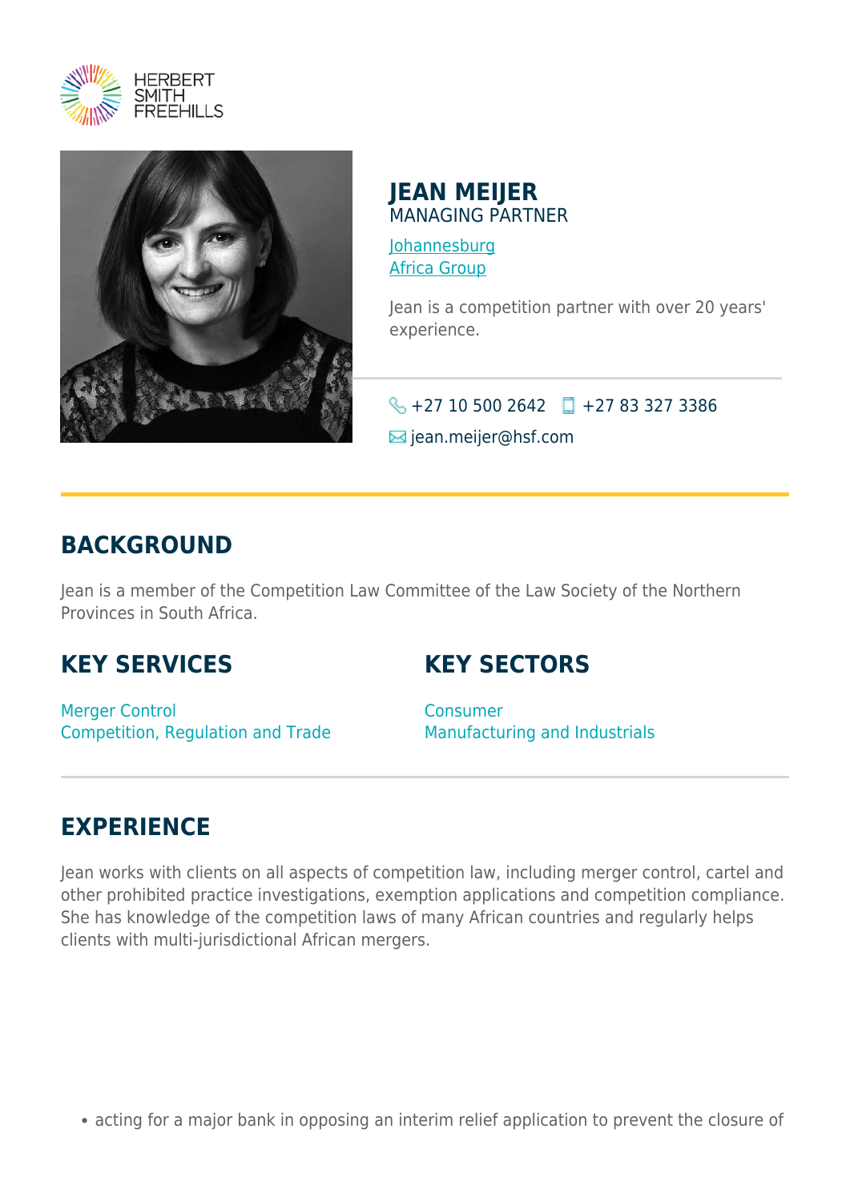HERBERT SMITH FREEHILLS

# JEAN MEIJER

MANAGING PARTNER

Johannesburg
Africa Group

Jean is a competition partner with over 20 years' experience.

+27 10 500 2642 +27 83 327 3386
jean.meijer@hsf.com

## BACKGROUND

Jean is a member of the Competition Law Committee of the Law Society of the Northern Provinces in South Africa.

## KEY SERVICES

Merger Control
Competition, Regulation and Trade

## KEY SECTORS

Consumer
Manufacturing and Industrials

## EXPERIENCE

Jean works with clients on all aspects of competition law, including merger control, cartel and other prohibited practice investigations, exemption applications and competition compliance. She has knowledge of the competition laws of many African countries and regularly helps clients with multi-jurisdictional African mergers.

- acting for a major bank in opposing an interim relief application to prevent the closure of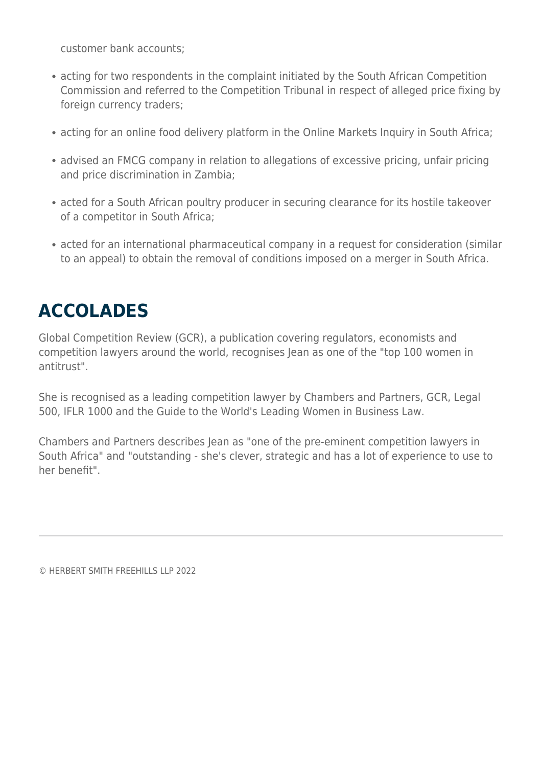customer bank accounts;

- acting for two respondents in the complaint initiated by the South African Competition Commission and referred to the Competition Tribunal in respect of alleged price fixing by foreign currency traders;
- acting for an online food delivery platform in the Online Markets Inquiry in South Africa;
- advised an FMCG company in relation to allegations of excessive pricing, unfair pricing and price discrimination in Zambia;
- acted for a South African poultry producer in securing clearance for its hostile takeover of a competitor in South Africa;
- acted for an international pharmaceutical company in a request for consideration (similar to an appeal) to obtain the removal of conditions imposed on a merger in South Africa.

## ACCOLADES

Global Competition Review (GCR), a publication covering regulators, economists and competition lawyers around the world, recognises Jean as one of the "top 100 women in antitrust".

She is recognised as a leading competition lawyer by Chambers and Partners, GCR, Legal 500, IFLR 1000 and the Guide to the World's Leading Women in Business Law.

Chambers and Partners describes Jean as "one of the pre-eminent competition lawyers in South Africa" and "outstanding - she's clever, strategic and has a lot of experience to use to her benefit".

---

© HERBERT SMITH FREEHILLS LLP 2022